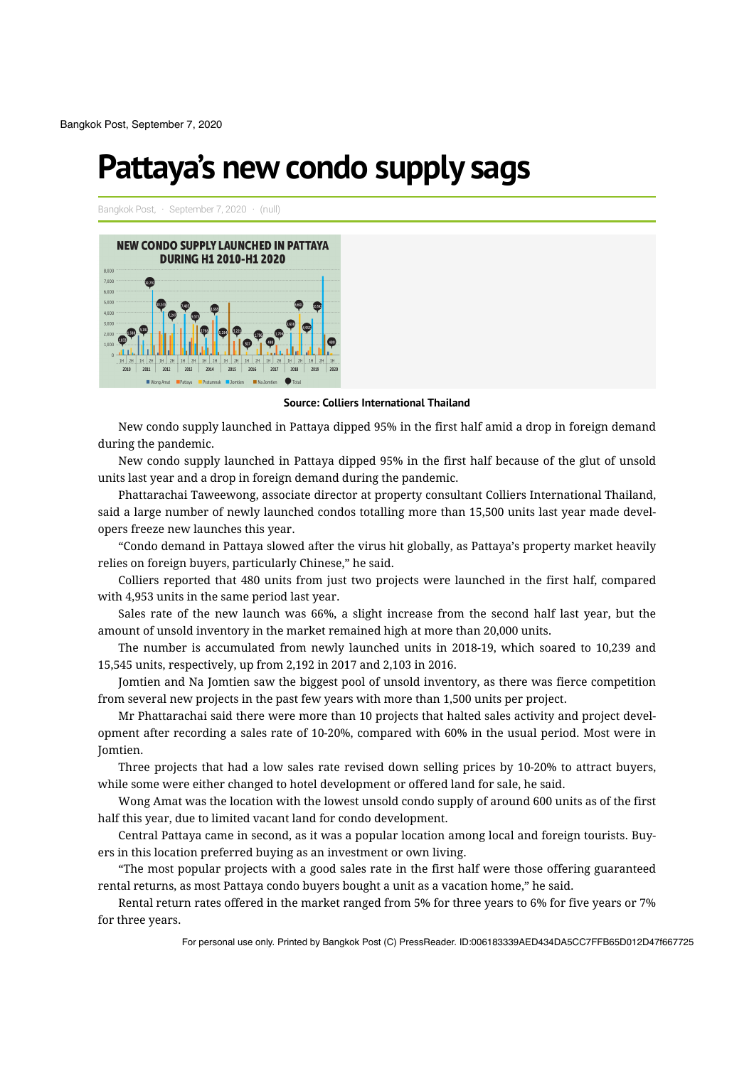Bangkok Post, September 7, 2020

# Pattaya's new condo supply sags

Bangkok Post, · September 7, 2020 · (null)

**Source: Colliers International Thailand**

New condo supply launched in Pattaya dipped 95% in the first half amid a drop in foreign demand during the pandemic.

New condo supply launched in Pattaya dipped 95% in the first half because of the glut of unsold units last year and a drop in foreign demand during the pandemic.

Phattarachai Taweewong, associate director at property consultant Colliers International Thailand, said a large number of newly launched condos totalling more than 15,500 units last year made developers freeze new launches this year.

"Condo demand in Pattaya slowed after the virus hit globally, as Pattaya's property market heavily relies on foreign buyers, particularly Chinese," he said.

Colliers reported that 480 units from just two projects were launched in the first half, compared with 4,953 units in the same period last year.

Sales rate of the new launch was 66%, a slight increase from the second half last year, but the amount of unsold inventory in the market remained high at more than 20,000 units.

The number is accumulated from newly launched units in 2018-19, which soared to 10,239 and 15,545 units, respectively, up from 2,192 in 2017 and 2,103 in 2016.

Jomtien and Na Jomtien saw the biggest pool of unsold inventory, as there was fierce competition from several new projects in the past few years with more than 1,500 units per project.

Mr Phattarachai said there were more than 10 projects that halted sales activity and project development after recording a sales rate of 10-20%, compared with 60% in the usual period. Most were in Jomtien.

Three projects that had a low sales rate revised down selling prices by 10-20% to attract buyers, while some were either changed to hotel development or offered land for sale, he said.

Wong Amat was the location with the lowest unsold condo supply of around 600 units as of the first half this year, due to limited vacant land for condo development.

Central Pattaya came in second, as it was a popular location among local and foreign tourists. Buyers in this location preferred buying as an investment or own living.

"The most popular projects with a good sales rate in the first half were those offering guaranteed rental returns, as most Pattaya condo buyers bought a unit as a vacation home," he said.

Rental return rates offered in the market ranged from 5% for three years to 6% for five years or 7% for three years.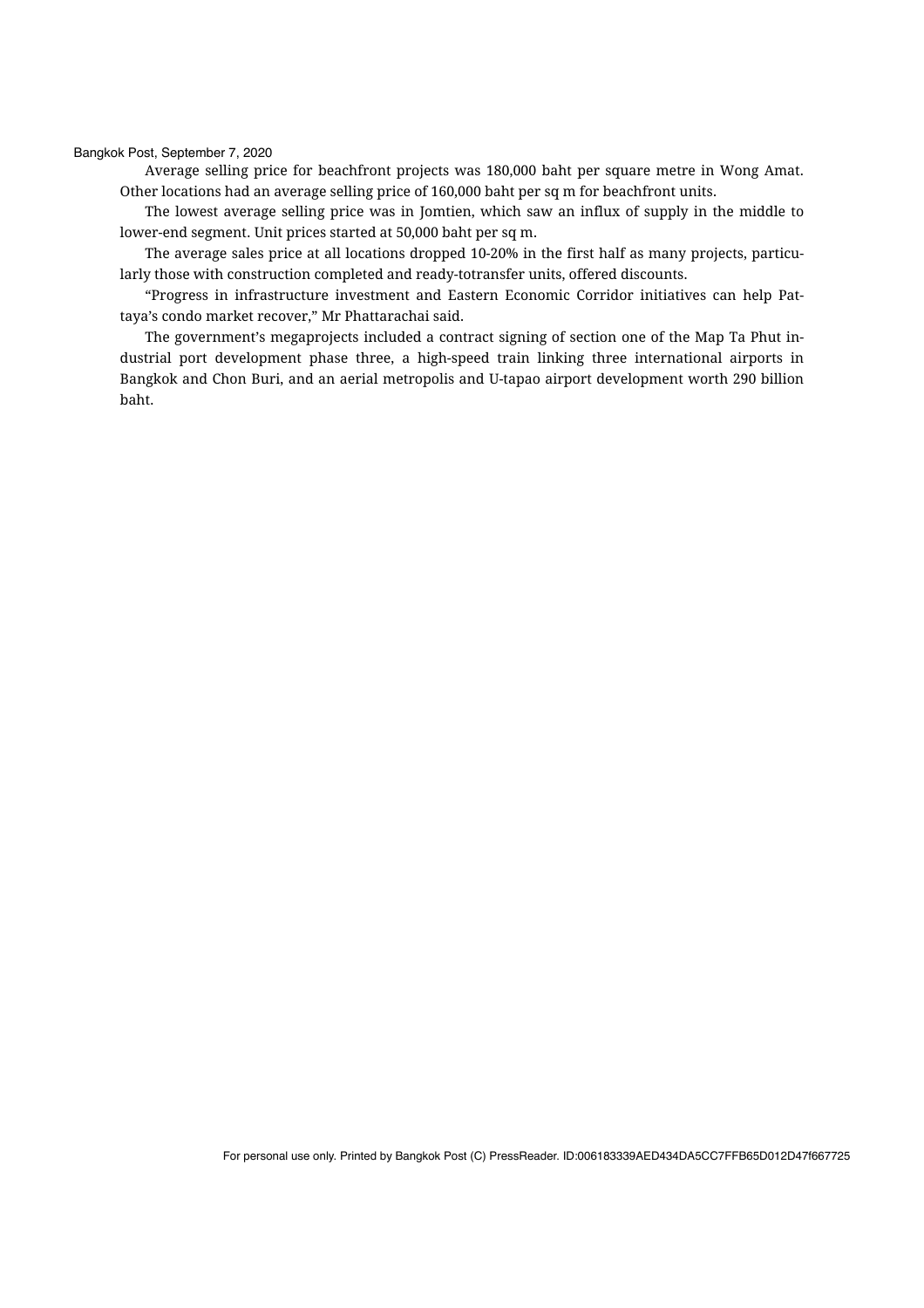Average selling price for beachfront projects was 180,000 baht per square metre in Wong Amat. Other locations had an average selling price of 160,000 baht per sq m for beachfront units.

The lowest average selling price was in Jomtien, which saw an influx of supply in the middle to lower-end segment. Unit prices started at 50,000 baht per sq m.

The average sales price at all locations dropped 10-20% in the first half as many projects, particularly those with construction completed and ready-totransfer units, offered discounts.

"Progress in infrastructure investment and Eastern Economic Corridor initiatives can help Pattaya's condo market recover," Mr Phattarachai said.

The government's megaprojects included a contract signing of section one of the Map Ta Phut industrial port development phase three, a high-speed train linking three international airports in Bangkok and Chon Buri, and an aerial metropolis and U-tapao airport development worth 290 billion baht.